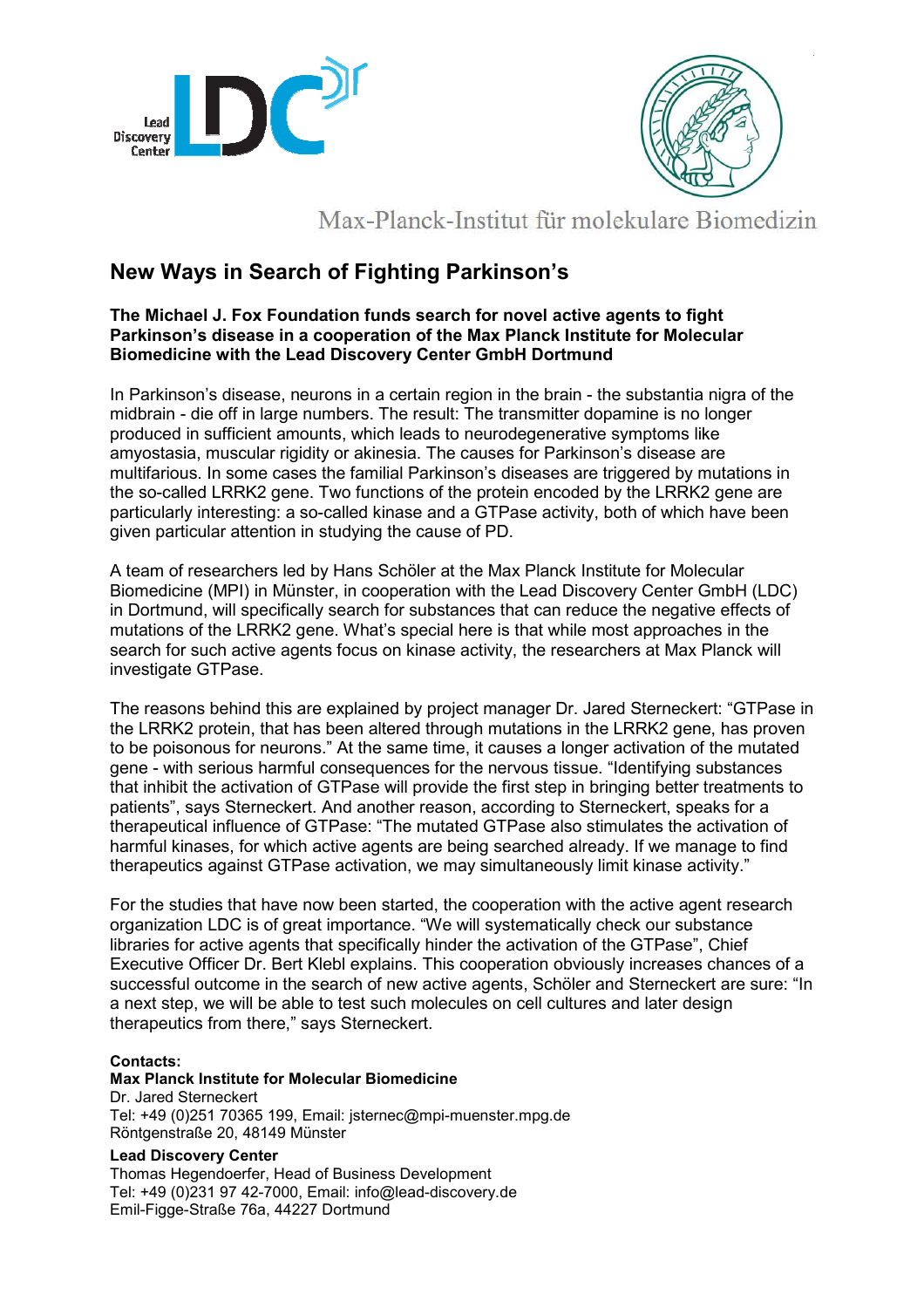Max-Planck-Institut für molekulare Biomedizin

# New Ways in Search of Fighting Parkinson's

**The Michael J. Fox Foundation funds search for novel active agents to fight Parkinson's disease in a cooperation of the Max Planck Institute for Molecular Biomedicine with the Lead Discovery Center GmbH Dortmund**

In Parkinson's disease, neurons in a certain region in the brain - the substantia nigra of the midbrain - die off in large numbers. The result: The transmitter dopamine is no longer produced in sufficient amounts, which leads to neurodegenerative symptoms like amyostasia, muscular rigidity or akinesia. The causes for Parkinson's disease are multifarious. In some cases the familial Parkinson's diseases are triggered by mutations in the so-called LRRK2 gene. Two functions of the protein encoded by the LRRK2 gene are particularly interesting: a so-called kinase and a GTPase activity, both of which have been given particular attention in studying the cause of PD.

A team of researchers led by Hans Schöler at the Max Planck Institute for Molecular Biomedicine (MPI) in Münster, in cooperation with the Lead Discovery Center GmbH (LDC) in Dortmund, will specifically search for substances that can reduce the negative effects of mutations of the LRRK2 gene. What's special here is that while most approaches in the search for such active agents focus on kinase activity, the researchers at Max Planck will investigate GTPase.

The reasons behind this are explained by project manager Dr. Jared Sterneckert: "GTPase in the LRRK2 protein, that has been altered through mutations in the LRRK2 gene, has proven to be poisonous for neurons." At the same time, it causes a longer activation of the mutated gene - with serious harmful consequences for the nervous tissue. "Identifying substances that inhibit the activation of GTPase will provide the first step in bringing better treatments to patients", says Sterneckert. And another reason, according to Sterneckert, speaks for a therapeutical influence of GTPase: "The mutated GTPase also stimulates the activation of harmful kinases, for which active agents are being searched already. If we manage to find therapeutics against GTPase activation, we may simultaneously limit kinase activity."

For the studies that have now been started, the cooperation with the active agent research organization LDC is of great importance. "We will systematically check our substance libraries for active agents that specifically hinder the activation of the GTPase", Chief Executive Officer Dr. Bert Klebl explains. This cooperation obviously increases chances of a successful outcome in the search of new active agents, Schöler and Sterneckert are sure: "In a next step, we will be able to test such molecules on cell cultures and later design therapeutics from there," says Sterneckert.

**Contacts:**

**Max Planck Institute for Molecular Biomedicine**
Dr. Jared Sterneckert
Tel: +49 (0)251 70365 199, Email: jsternec@mpi-muenster.mpg.de
Röntgenstraße 20, 48149 Münster

**Lead Discovery Center**
Thomas Hegendoerfer, Head of Business Development
Tel: +49 (0)231 97 42-7000, Email: info@lead-discovery.de
Emil-Figge-Straße 76a, 44227 Dortmund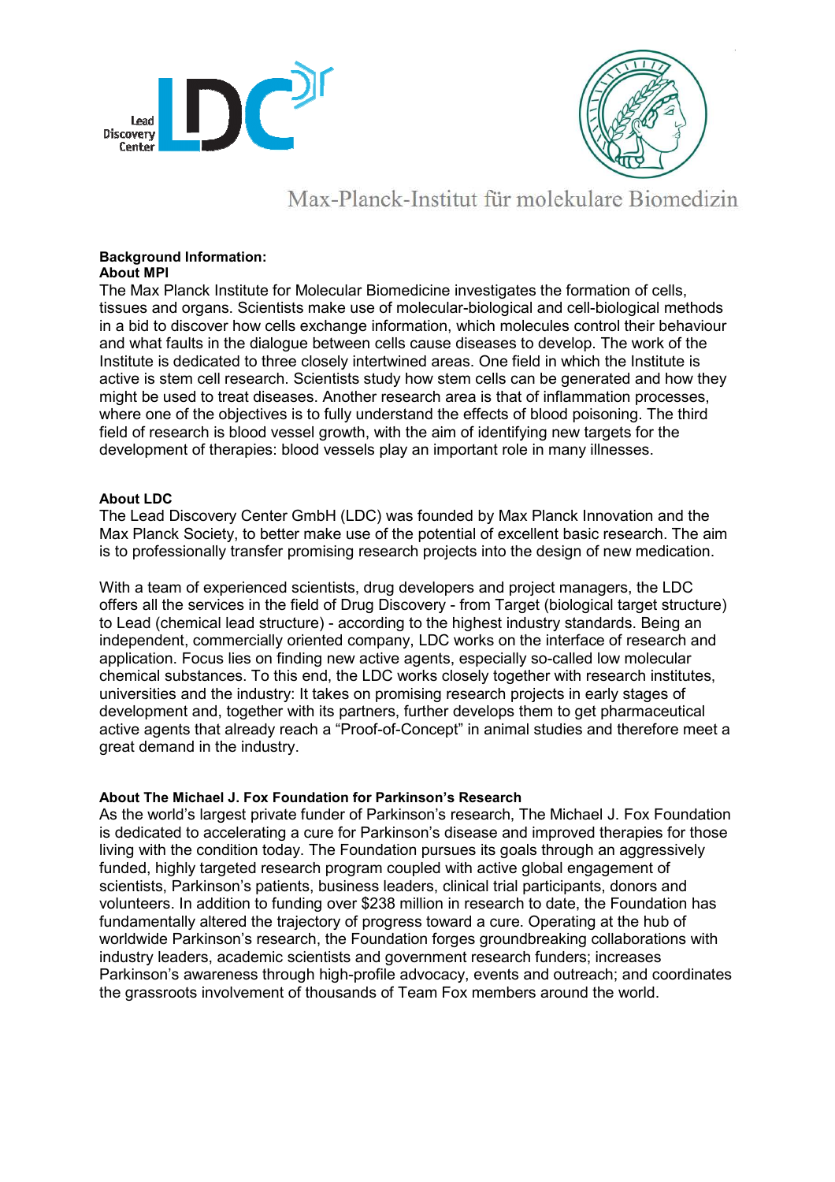Lead Discovery Center LDC

Max-Planck-Institut für molekulare Biomedizin

**Background Information:**
**About MPI**
The Max Planck Institute for Molecular Biomedicine investigates the formation of cells, tissues and organs. Scientists make use of molecular-biological and cell-biological methods in a bid to discover how cells exchange information, which molecules control their behaviour and what faults in the dialogue between cells cause diseases to develop. The work of the Institute is dedicated to three closely intertwined areas. One field in which the Institute is active is stem cell research. Scientists study how stem cells can be generated and how they might be used to treat diseases. Another research area is that of inflammation processes, where one of the objectives is to fully understand the effects of blood poisoning. The third field of research is blood vessel growth, with the aim of identifying new targets for the development of therapies: blood vessels play an important role in many illnesses.

**About LDC**
The Lead Discovery Center GmbH (LDC) was founded by Max Planck Innovation and the Max Planck Society, to better make use of the potential of excellent basic research. The aim is to professionally transfer promising research projects into the design of new medication.

With a team of experienced scientists, drug developers and project managers, the LDC offers all the services in the field of Drug Discovery - from Target (biological target structure) to Lead (chemical lead structure) - according to the highest industry standards. Being an independent, commercially oriented company, LDC works on the interface of research and application. Focus lies on finding new active agents, especially so-called low molecular chemical substances. To this end, the LDC works closely together with research institutes, universities and the industry: It takes on promising research projects in early stages of development and, together with its partners, further develops them to get pharmaceutical active agents that already reach a "Proof-of-Concept" in animal studies and therefore meet a great demand in the industry.

**About The Michael J. Fox Foundation for Parkinson's Research**
As the world's largest private funder of Parkinson's research, The Michael J. Fox Foundation is dedicated to accelerating a cure for Parkinson's disease and improved therapies for those living with the condition today. The Foundation pursues its goals through an aggressively funded, highly targeted research program coupled with active global engagement of scientists, Parkinson's patients, business leaders, clinical trial participants, donors and volunteers. In addition to funding over $238 million in research to date, the Foundation has fundamentally altered the trajectory of progress toward a cure. Operating at the hub of worldwide Parkinson's research, the Foundation forges groundbreaking collaborations with industry leaders, academic scientists and government research funders; increases Parkinson's awareness through high-profile advocacy, events and outreach; and coordinates the grassroots involvement of thousands of Team Fox members around the world.